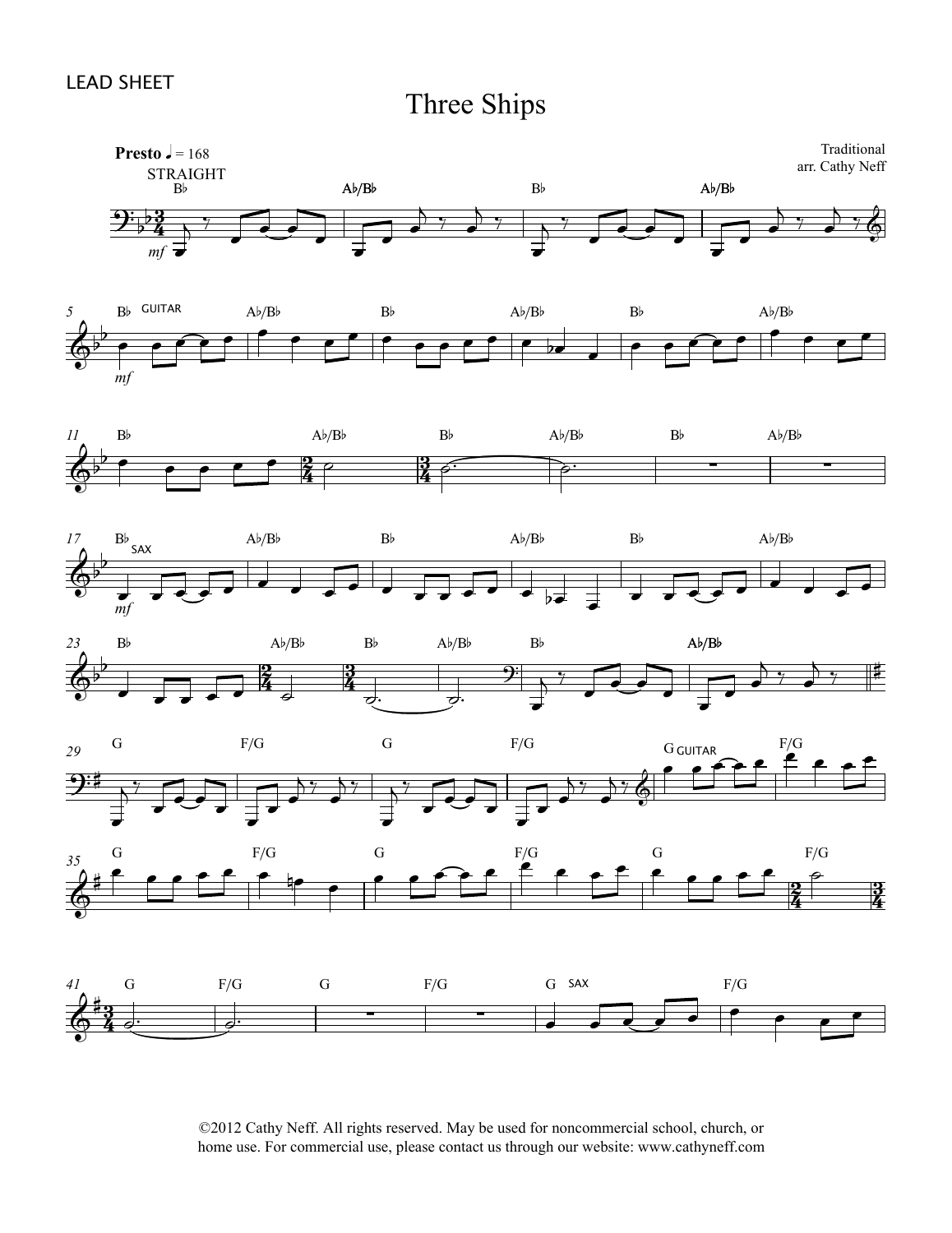LEAD SHEET

# Three Ships

Traditional
arr. Cathy Neff

©2012 Cathy Neff. All rights reserved. May be used for noncommercial school, church, or home use. For commercial use, please contact us through our website: www.cathyneff.com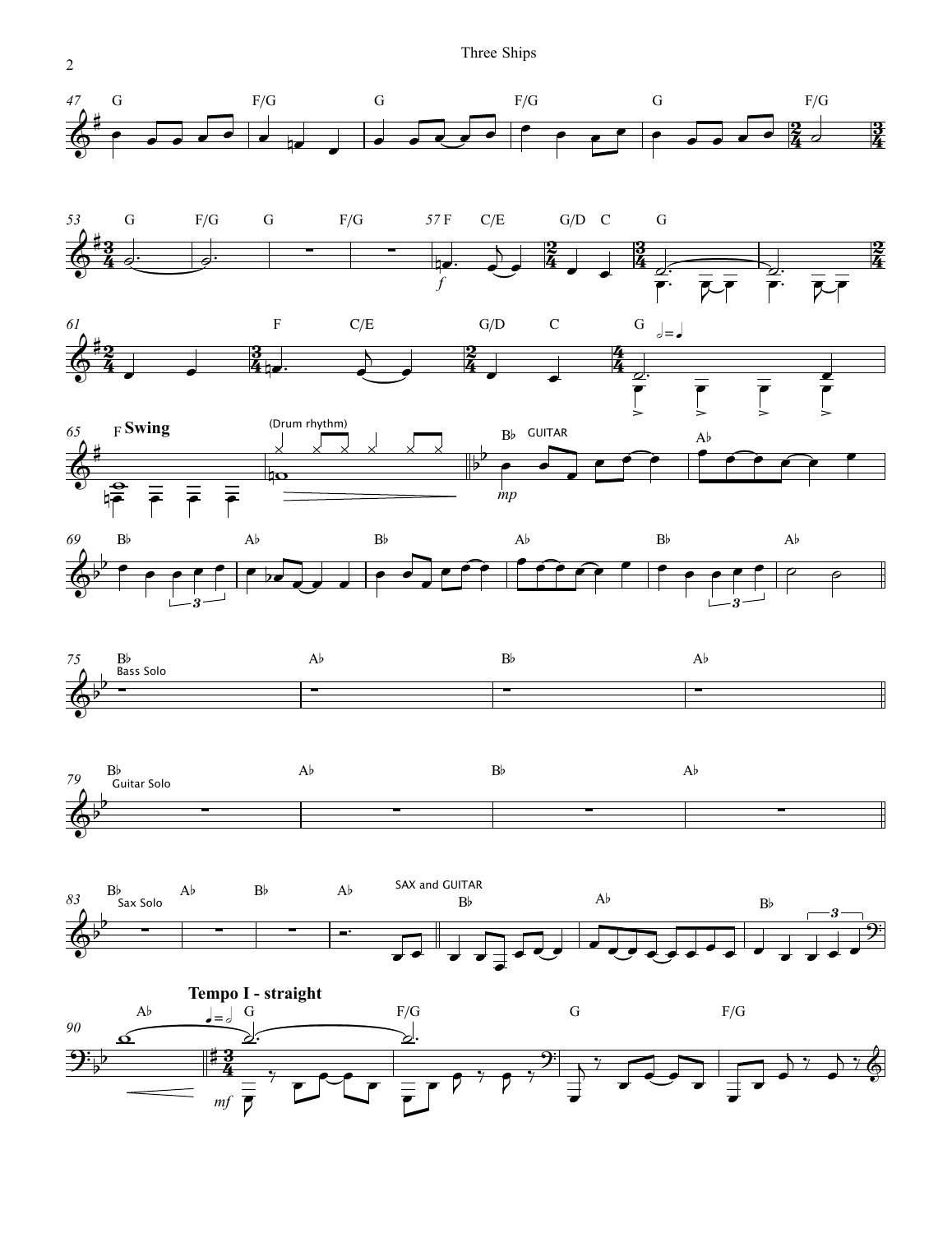**Swing**

(Drum rhythm)

GUITAR

Bass Solo

Guitar Solo

Sax Solo

SAX and GUITAR

**Tempo I - straight**